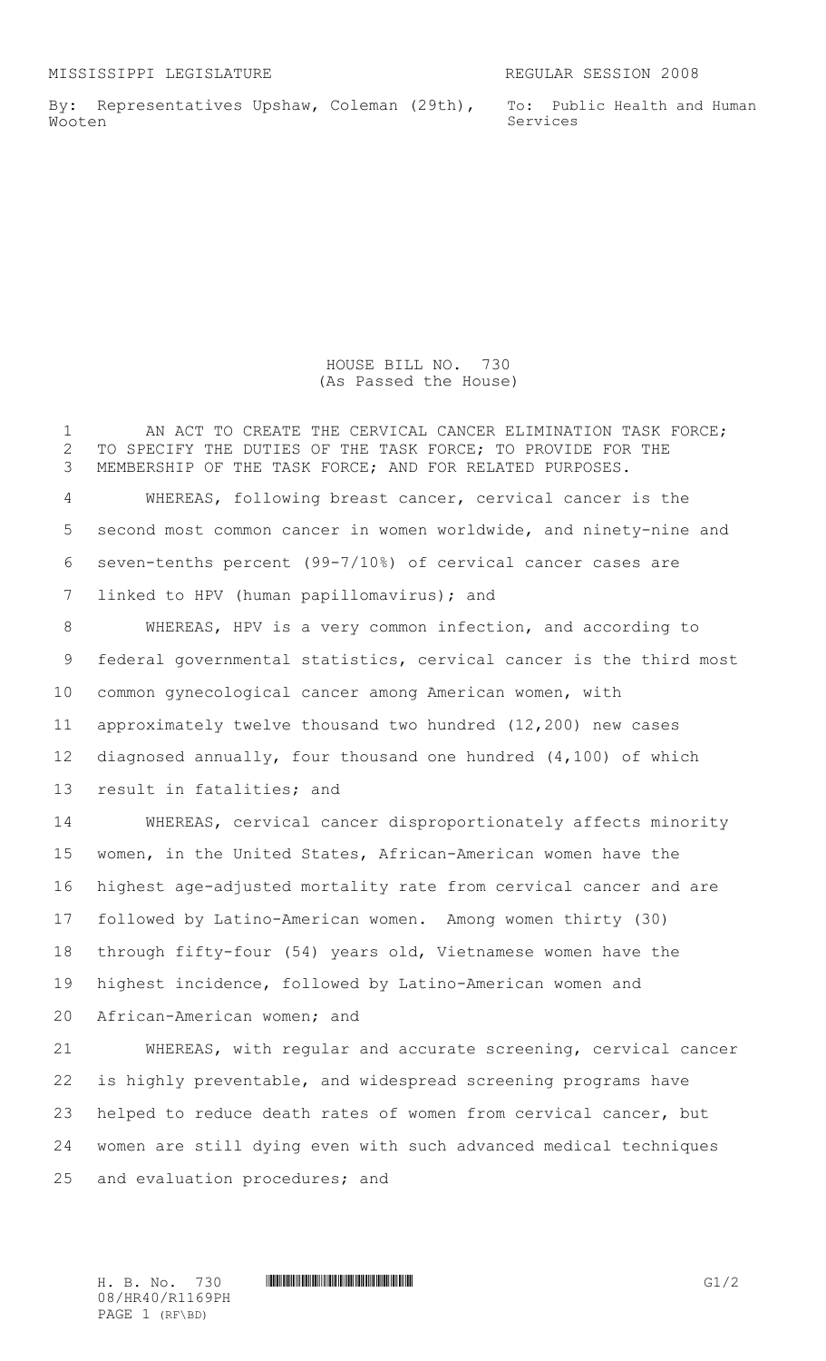MISSISSIPPI LEGISLATURE REGULAR SESSION 2008

By: Representatives Upshaw, Coleman (29th), Wooten

To: Public Health and Human Services

# HOUSE BILL NO. 730
(As Passed the House)

AN ACT TO CREATE THE CERVICAL CANCER ELIMINATION TASK FORCE; TO SPECIFY THE DUTIES OF THE TASK FORCE; TO PROVIDE FOR THE MEMBERSHIP OF THE TASK FORCE; AND FOR RELATED PURPOSES.

WHEREAS, following breast cancer, cervical cancer is the second most common cancer in women worldwide, and ninety-nine and seven-tenths percent (99-7/10%) of cervical cancer cases are linked to HPV (human papillomavirus); and

WHEREAS, HPV is a very common infection, and according to federal governmental statistics, cervical cancer is the third most common gynecological cancer among American women, with approximately twelve thousand two hundred (12,200) new cases diagnosed annually, four thousand one hundred (4,100) of which result in fatalities; and

WHEREAS, cervical cancer disproportionately affects minority women, in the United States, African-American women have the highest age-adjusted mortality rate from cervical cancer and are followed by Latino-American women. Among women thirty (30) through fifty-four (54) years old, Vietnamese women have the highest incidence, followed by Latino-American women and African-American women; and

WHEREAS, with regular and accurate screening, cervical cancer is highly preventable, and widespread screening programs have helped to reduce death rates of women from cervical cancer, but women are still dying even with such advanced medical techniques and evaluation procedures; and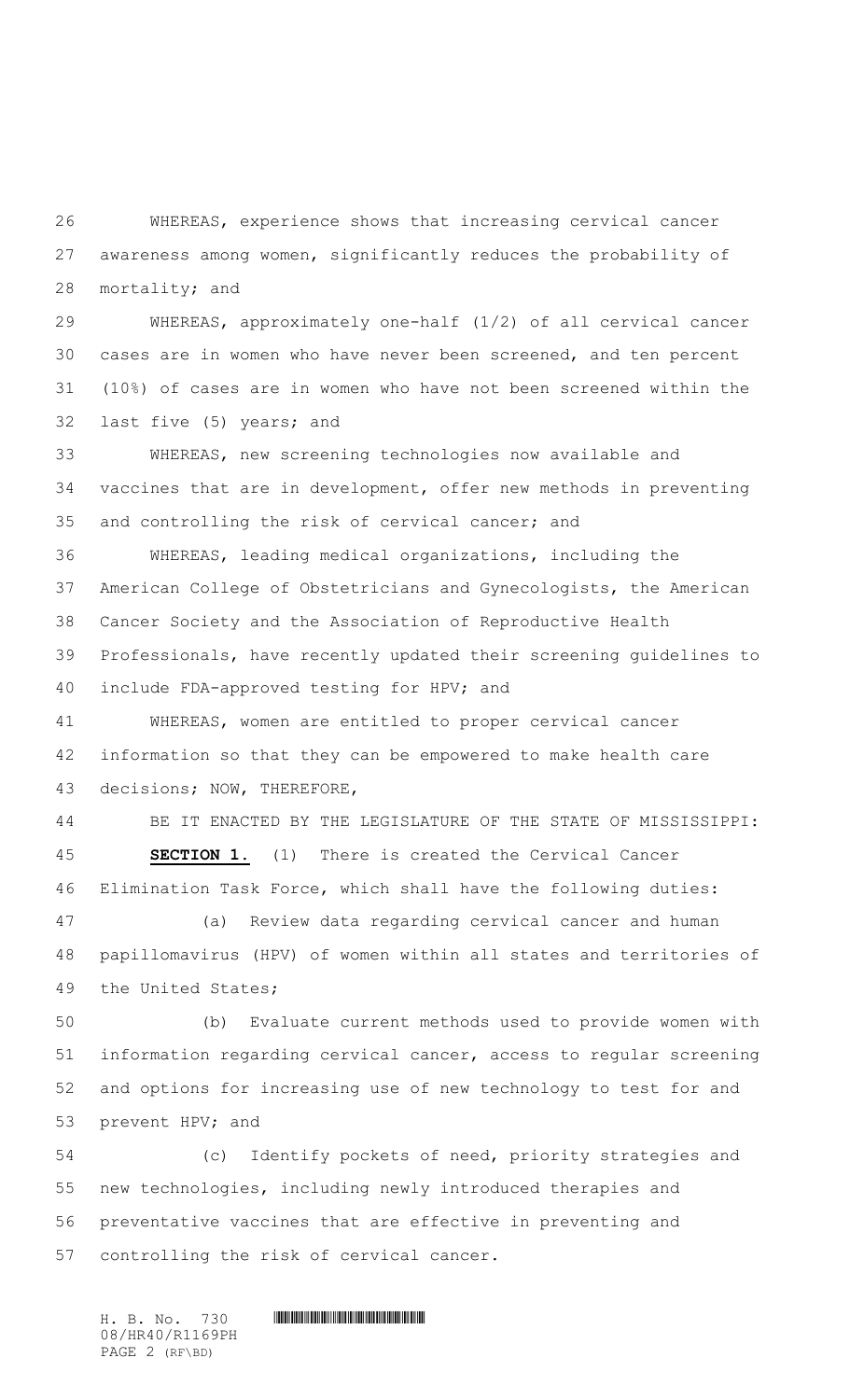WHEREAS, experience shows that increasing cervical cancer awareness among women, significantly reduces the probability of mortality; and

WHEREAS, approximately one-half (1/2) of all cervical cancer cases are in women who have never been screened, and ten percent (10%) of cases are in women who have not been screened within the last five (5) years; and

WHEREAS, new screening technologies now available and vaccines that are in development, offer new methods in preventing and controlling the risk of cervical cancer; and

WHEREAS, leading medical organizations, including the American College of Obstetricians and Gynecologists, the American Cancer Society and the Association of Reproductive Health Professionals, have recently updated their screening guidelines to include FDA-approved testing for HPV; and

WHEREAS, women are entitled to proper cervical cancer information so that they can be empowered to make health care decisions; NOW, THEREFORE,

BE IT ENACTED BY THE LEGISLATURE OF THE STATE OF MISSISSIPPI:

**SECTION 1.** (1) There is created the Cervical Cancer Elimination Task Force, which shall have the following duties:

(a) Review data regarding cervical cancer and human papillomavirus (HPV) of women within all states and territories of the United States;

(b) Evaluate current methods used to provide women with information regarding cervical cancer, access to regular screening and options for increasing use of new technology to test for and prevent HPV; and

(c) Identify pockets of need, priority strategies and new technologies, including newly introduced therapies and preventative vaccines that are effective in preventing and controlling the risk of cervical cancer.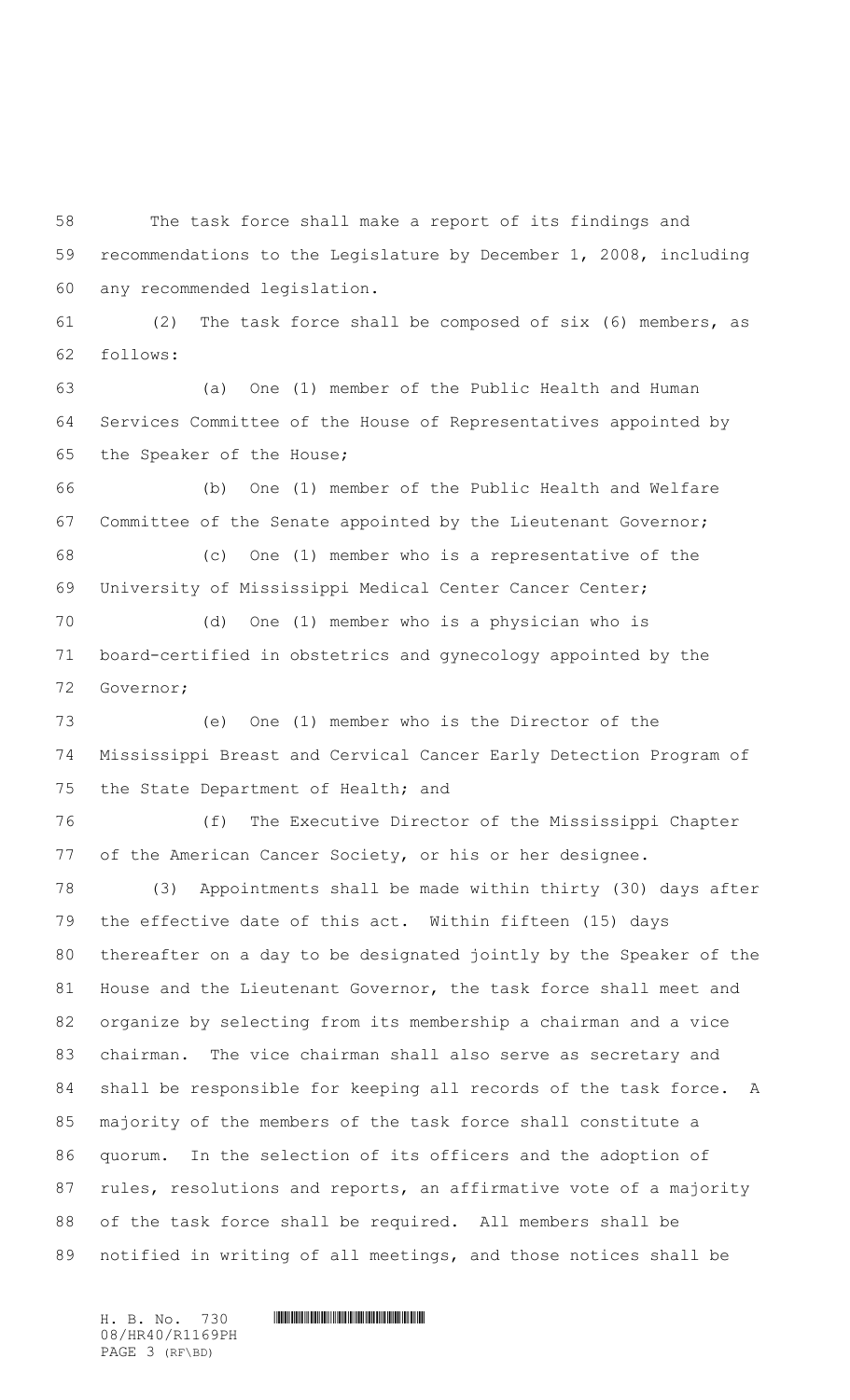The task force shall make a report of its findings and recommendations to the Legislature by December 1, 2008, including any recommended legislation.

(2) The task force shall be composed of six (6) members, as follows:

(a) One (1) member of the Public Health and Human Services Committee of the House of Representatives appointed by the Speaker of the House;

(b) One (1) member of the Public Health and Welfare Committee of the Senate appointed by the Lieutenant Governor;

(c) One (1) member who is a representative of the University of Mississippi Medical Center Cancer Center;

(d) One (1) member who is a physician who is board-certified in obstetrics and gynecology appointed by the Governor;

(e) One (1) member who is the Director of the Mississippi Breast and Cervical Cancer Early Detection Program of the State Department of Health; and

(f) The Executive Director of the Mississippi Chapter of the American Cancer Society, or his or her designee.

(3) Appointments shall be made within thirty (30) days after the effective date of this act. Within fifteen (15) days thereafter on a day to be designated jointly by the Speaker of the House and the Lieutenant Governor, the task force shall meet and organize by selecting from its membership a chairman and a vice chairman. The vice chairman shall also serve as secretary and shall be responsible for keeping all records of the task force. A majority of the members of the task force shall constitute a quorum. In the selection of its officers and the adoption of rules, resolutions and reports, an affirmative vote of a majority of the task force shall be required. All members shall be notified in writing of all meetings, and those notices shall be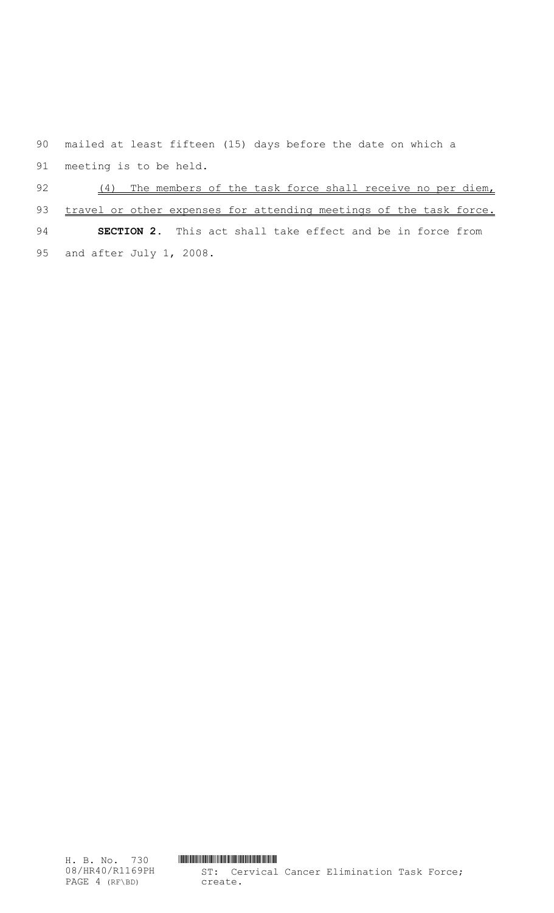mailed at least fifteen (15) days before the date on which a meeting is to be held.

<u>(4) The members of the task force shall receive no per diem, travel or other expenses for attending meetings of the task force.</u>

**SECTION 2.** This act shall take effect and be in force from and after July 1, 2008.